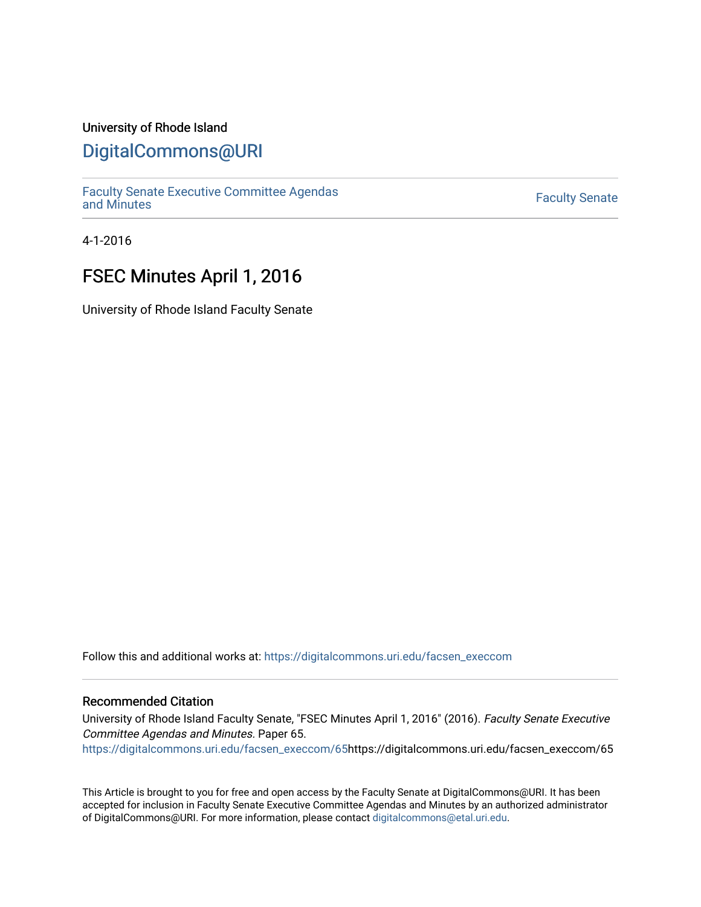University of Rhode Island

# DigitalCommons@URI

Faculty Senate Executive Committee Agendas and Minutes

Faculty Senate

4-1-2016

## FSEC Minutes April 1, 2016

University of Rhode Island Faculty Senate

Follow this and additional works at: https://digitalcommons.uri.edu/facsen_execcom

### Recommended Citation

University of Rhode Island Faculty Senate, "FSEC Minutes April 1, 2016" (2016). *Faculty Senate Executive Committee Agendas and Minutes*. Paper 65.
https://digitalcommons.uri.edu/facsen_execcom/65https://digitalcommons.uri.edu/facsen_execcom/65

This Article is brought to you for free and open access by the Faculty Senate at DigitalCommons@URI. It has been accepted for inclusion in Faculty Senate Executive Committee Agendas and Minutes by an authorized administrator of DigitalCommons@URI. For more information, please contact digitalcommons@etal.uri.edu.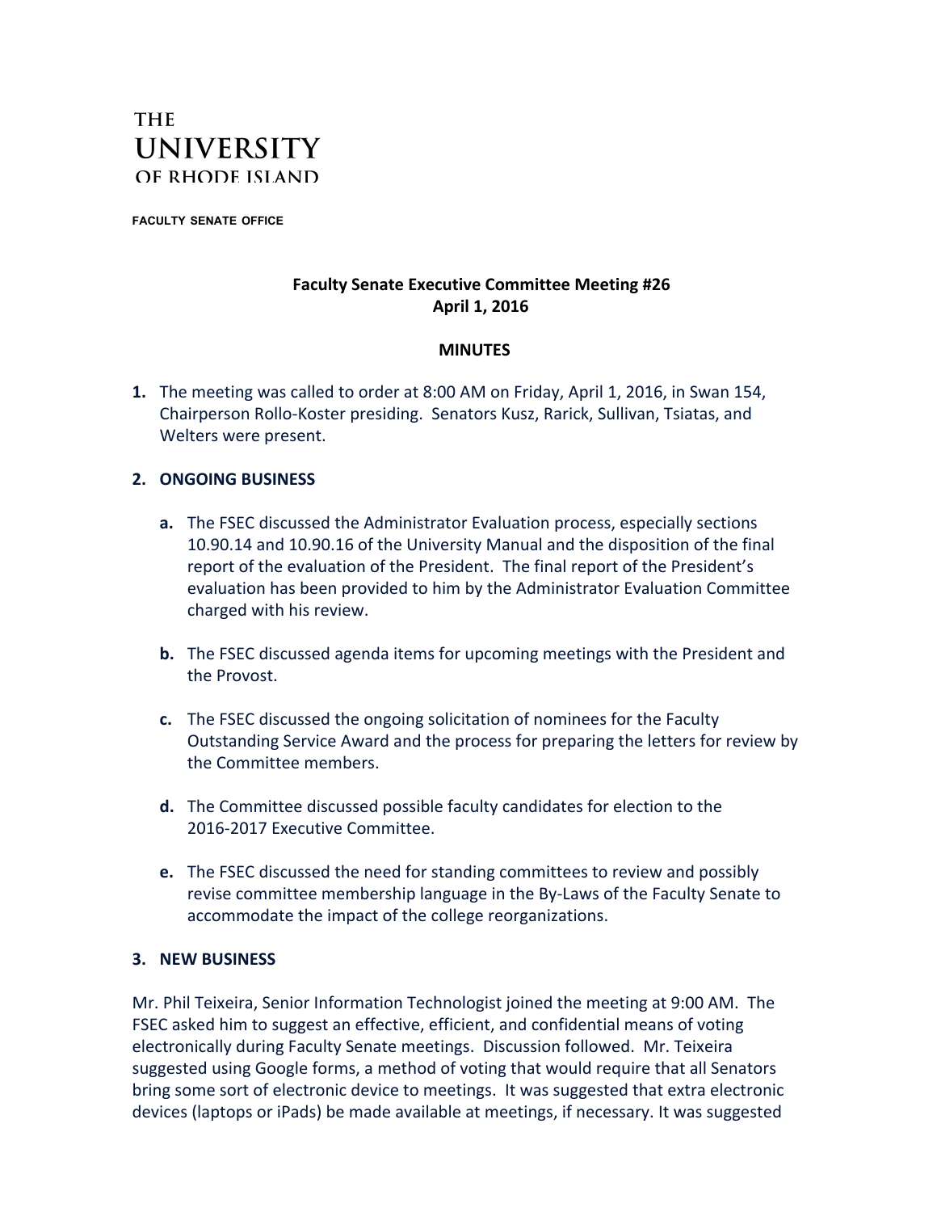THE UNIVERSITY OF RHODE ISLAND

FACULTY SENATE OFFICE

**Faculty Senate Executive Committee Meeting #26**
**April 1, 2016**

**MINUTES**

**1.** The meeting was called to order at 8:00 AM on Friday, April 1, 2016, in Swan 154, Chairperson Rollo-Koster presiding. Senators Kusz, Rarick, Sullivan, Tsiatas, and Welters were present.

**2. ONGOING BUSINESS**

- **a.** The FSEC discussed the Administrator Evaluation process, especially sections 10.90.14 and 10.90.16 of the University Manual and the disposition of the final report of the evaluation of the President. The final report of the President's evaluation has been provided to him by the Administrator Evaluation Committee charged with his review.

- **b.** The FSEC discussed agenda items for upcoming meetings with the President and the Provost.

- **c.** The FSEC discussed the ongoing solicitation of nominees for the Faculty Outstanding Service Award and the process for preparing the letters for review by the Committee members.

- **d.** The Committee discussed possible faculty candidates for election to the 2016-2017 Executive Committee.

- **e.** The FSEC discussed the need for standing committees to review and possibly revise committee membership language in the By-Laws of the Faculty Senate to accommodate the impact of the college reorganizations.

**3. NEW BUSINESS**

Mr. Phil Teixeira, Senior Information Technologist joined the meeting at 9:00 AM. The FSEC asked him to suggest an effective, efficient, and confidential means of voting electronically during Faculty Senate meetings. Discussion followed. Mr. Teixeira suggested using Google forms, a method of voting that would require that all Senators bring some sort of electronic device to meetings. It was suggested that extra electronic devices (laptops or iPads) be made available at meetings, if necessary. It was suggested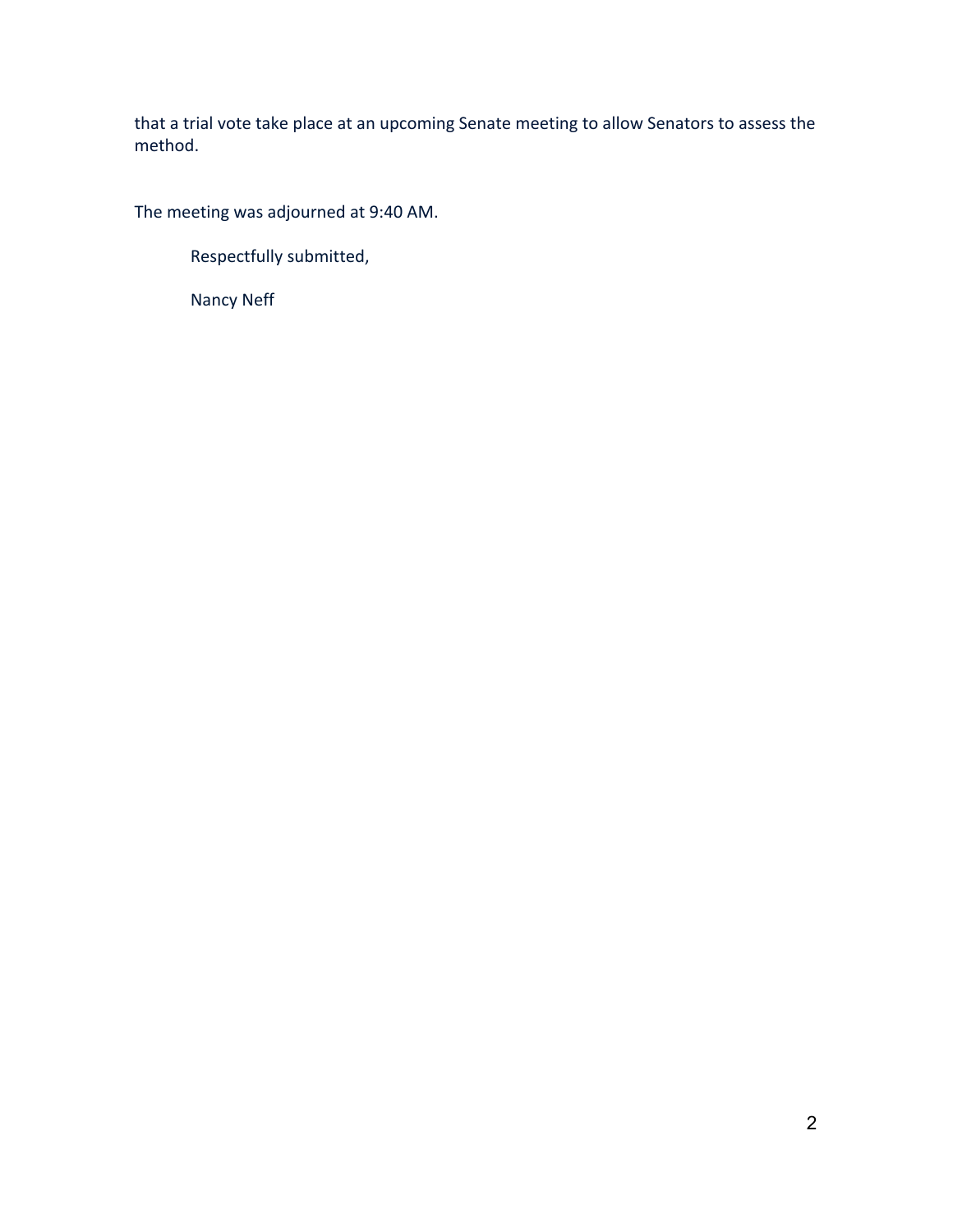that a trial vote take place at an upcoming Senate meeting to allow Senators to assess the method.

The meeting was adjourned at 9:40 AM.

Respectfully submitted,

Nancy Neff